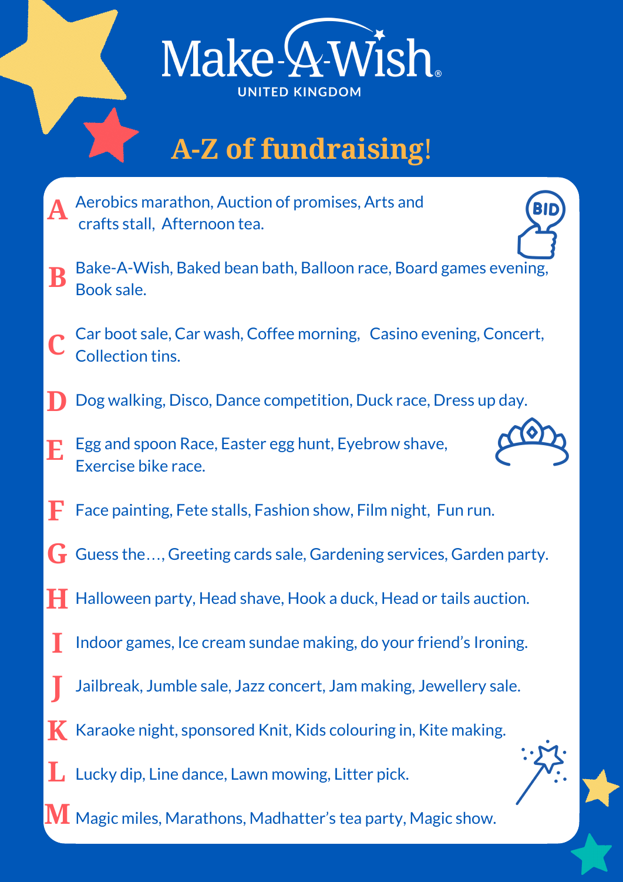# Make-A-Wish

UNITED KINGDOM

## A-Z of fundraising!

**A** Aerobics marathon, Auction of promises, Arts and crafts stall, Afternoon tea.

**B** Bake-A-Wish, Baked bean bath, Balloon race, Board games evening, Book sale.

**C** Car boot sale, Car wash, Coffee morning, Casino evening, Concert, Collection tins.

**D** Dog walking, Disco, Dance competition, Duck race, Dress up day.

**E** Egg and spoon Race, Easter egg hunt, Eyebrow shave, Exercise bike race.

**F** Face painting, Fete stalls, Fashion show, Film night, Fun run.

**G** Guess the…, Greeting cards sale, Gardening services, Garden party.

**H** Halloween party, Head shave, Hook a duck, Head or tails auction.

**I** Indoor games, Ice cream sundae making, do your friend's Ironing.

**J** Jailbreak, Jumble sale, Jazz concert, Jam making, Jewellery sale.

**K** Karaoke night, sponsored Knit, Kids colouring in, Kite making.

**L** Lucky dip, Line dance, Lawn mowing, Litter pick.

**M** Magic miles, Marathons, Madhatter's tea party, Magic show.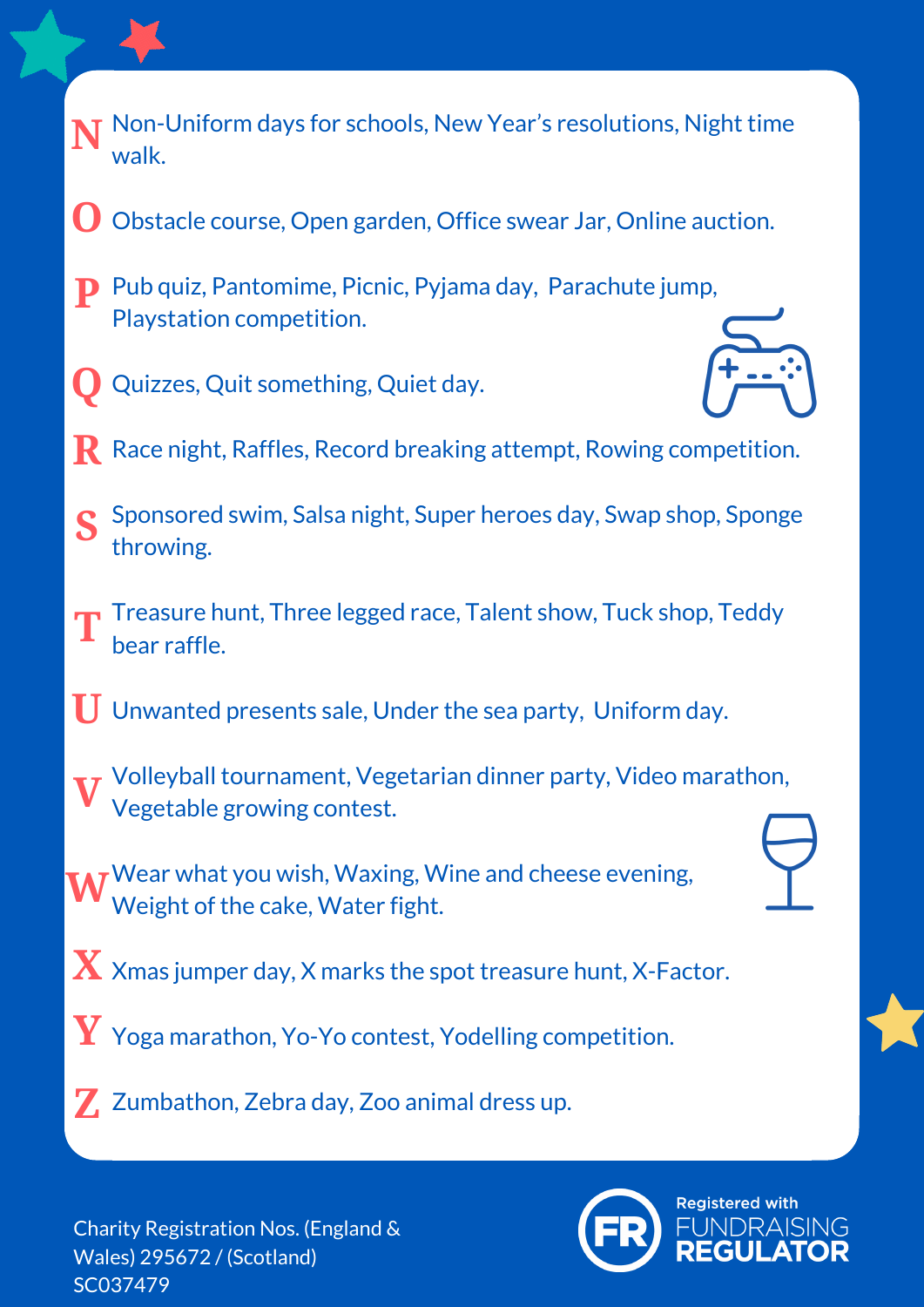**N** Non-Uniform days for schools, New Year's resolutions, Night time walk.

**O** Obstacle course, Open garden, Office swear Jar, Online auction.

**P** Pub quiz, Pantomime, Picnic, Pyjama day, Parachute jump, Playstation competition.

**Q** Quizzes, Quit something, Quiet day.

**R** Race night, Raffles, Record breaking attempt, Rowing competition.

**S** Sponsored swim, Salsa night, Super heroes day, Swap shop, Sponge throwing.

**T** Treasure hunt, Three legged race, Talent show, Tuck shop, Teddy bear raffle.

**U** Unwanted presents sale, Under the sea party, Uniform day.

**V** Volleyball tournament, Vegetarian dinner party, Video marathon, Vegetable growing contest.

**W** Wear what you wish, Waxing, Wine and cheese evening, Weight of the cake, Water fight.

**X** Xmas jumper day, X marks the spot treasure hunt, X-Factor.

**Y** Yoga marathon, Yo-Yo contest, Yodelling competition.

**Z** Zumbathon, Zebra day, Zoo animal dress up.

Charity Registration Nos. (England & Wales) 295672 / (Scotland) SC037479

Registered with FUNDRAISING REGULATOR